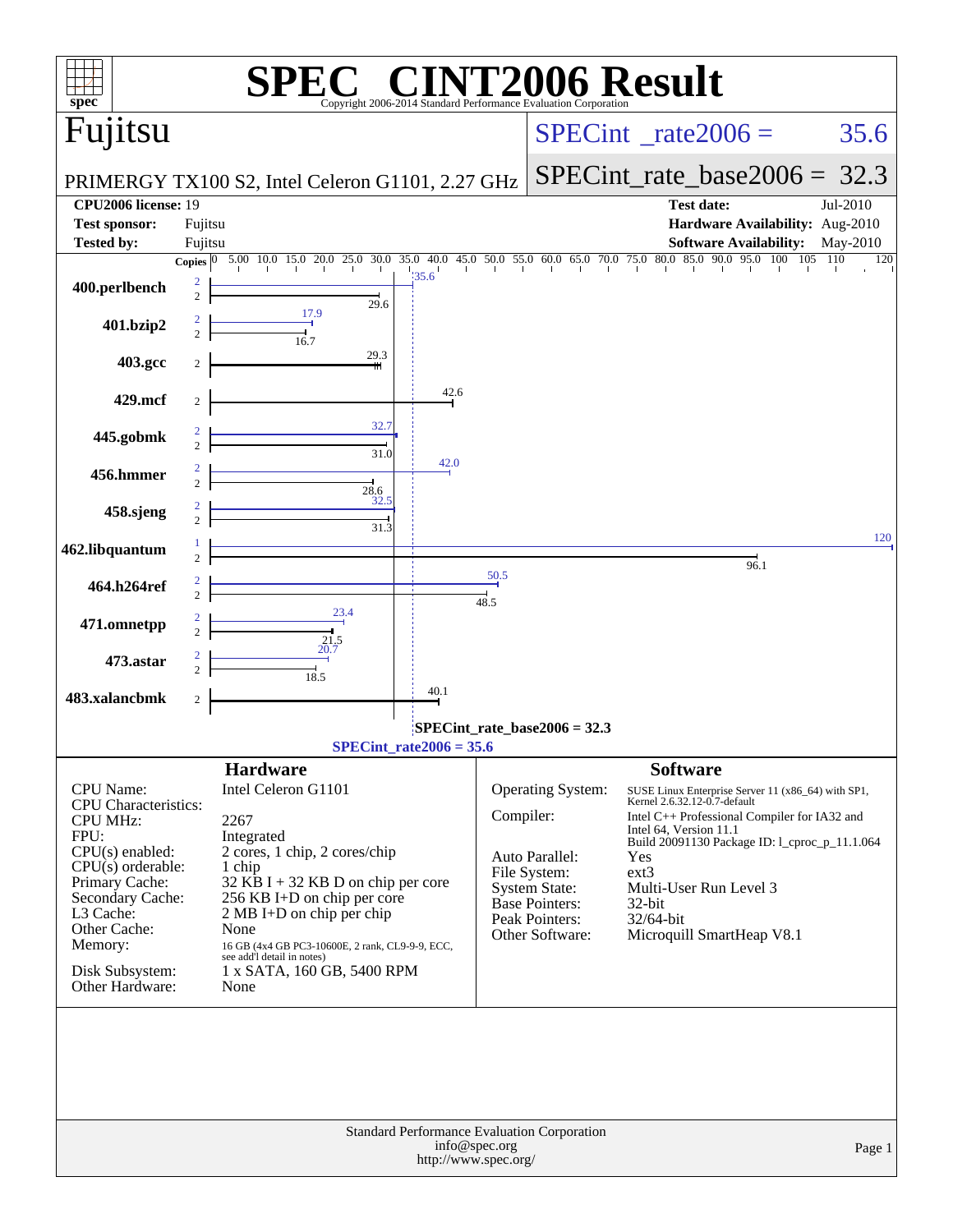# SPEC CINT2006 Result

Copyright 2006-2014 Standard Performance Evaluation Corporation

## Fujitsu

PRIMERGY TX100 S2, Intel Celeron G1101, 2.27 GHz

SPECint_rate2006 = 35.6

SPECint_rate_base2006 = 32.3

| | | | |
|---|---|---|---|
| **CPU2006 license:** | 19 | **Test date:** | Jul-2010 |
| **Test sponsor:** | Fujitsu | **Hardware Availability:** | Aug-2010 |
| **Tested by:** | Fujitsu | **Software Availability:** | May-2010 |

| Benchmark | Copies (Peak) | Peak | Copies (Base) | Base |
|---|---|---|---|---|
| 400.perlbench | 2 | | 2 | 29.6 |
| 401.bzip2 | 2 | 17.9 | 2 | 16.7 |
| 403.gcc | | | 2 | 29.3 |
| 429.mcf | | | 2 | 42.6 |
| 445.gobmk | 2 | 32.7 | 2 | 31.0 |
| 456.hmmer | 2 | 42.0 | 2 | 28.6 |
| 458.sjeng | 2 | 32.5 | 2 | 31.3 |
| 462.libquantum | 1 | 120 | 2 | 96.1 |
| 464.h264ref | 2 | 50.5 | 2 | 48.5 |
| 471.omnetpp | 2 | 23.4 | 2 | 21.5 |
| 473.astar | 2 | 20.7 | 2 | 18.5 |
| 483.xalancbmk | | | 2 | 40.1 |

SPECint_rate_base2006 = 32.3

SPECint_rate2006 = 35.6

### Hardware

| | |
|---|---|
| CPU Name: | Intel Celeron G1101 |
| CPU Characteristics: | |
| CPU MHz: | 2267 |
| FPU: | Integrated |
| CPU(s) enabled: | 2 cores, 1 chip, 2 cores/chip |
| CPU(s) orderable: | 1 chip |
| Primary Cache: | 32 KB I + 32 KB D on chip per core |
| Secondary Cache: | 256 KB I+D on chip per core |
| L3 Cache: | 2 MB I+D on chip per chip |
| Other Cache: | None |
| Memory: | 16 GB (4x4 GB PC3-10600E, 2 rank, CL9-9-9, ECC, see add'l detail in notes) |
| Disk Subsystem: | 1 x SATA, 160 GB, 5400 RPM |
| Other Hardware: | None |

### Software

| | |
|---|---|
| Operating System: | SUSE Linux Enterprise Server 11 (x86_64) with SP1, Kernel 2.6.32.12-0.7-default |
| Compiler: | Intel C++ Professional Compiler for IA32 and Intel 64, Version 11.1 Build 20091130 Package ID: l_cproc_p_11.1.064 |
| Auto Parallel: | Yes |
| File System: | ext3 |
| System State: | Multi-User Run Level 3 |
| Base Pointers: | 32-bit |
| Peak Pointers: | 32/64-bit |
| Other Software: | Microquill SmartHeap V8.1 |

Standard Performance Evaluation Corporation
info@spec.org
http://www.spec.org/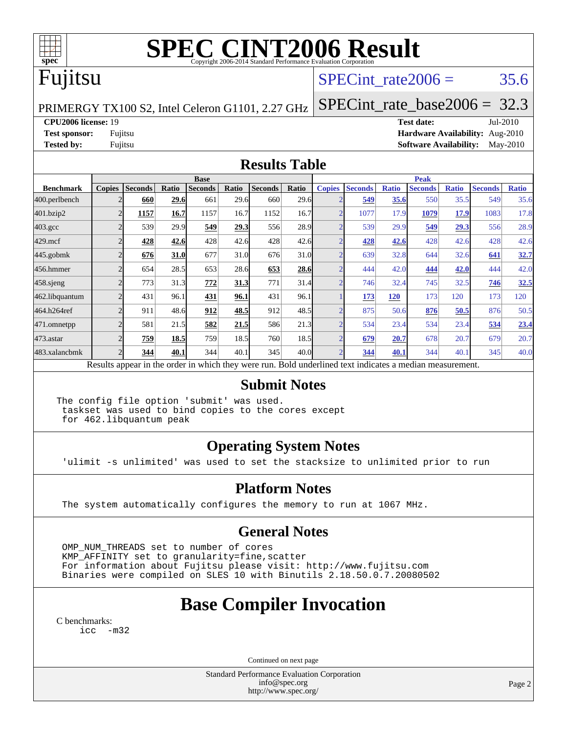# SPEC CINT2006 Result

Copyright 2006-2014 Standard Performance Evaluation Corporation

## Fujitsu

PRIMERGY TX100 S2, Intel Celeron G1101, 2.27 GHz

SPECint_rate2006 = 35.6

SPECint_rate_base2006 = 32.3

**CPU2006 license:** 19
**Test sponsor:** Fujitsu
**Tested by:** Fujitsu

**Test date:** Jul-2010
**Hardware Availability:** Aug-2010
**Software Availability:** May-2010

## Results Table

| Benchmark | Base | | | | | | | Peak | | | | | | |
|---|---|---|---|---|---|---|---|---|---|---|---|---|---|---|
| | Copies | Seconds | Ratio | Seconds | Ratio | Seconds | Ratio | Copies | Seconds | Ratio | Seconds | Ratio | Seconds | Ratio |
| 400.perlbench | 2 | **660** | **29.6** | 661 | 29.6 | 660 | 29.6 | 2 | **549** | **35.6** | 550 | 35.5 | 549 | 35.6 |
| 401.bzip2 | 2 | **1157** | **16.7** | 1157 | 16.7 | 1152 | 16.7 | 2 | 1077 | 17.9 | **1079** | **17.9** | 1083 | 17.8 |
| 403.gcc | 2 | 539 | 29.9 | **549** | **29.3** | 556 | 28.9 | 2 | 539 | 29.9 | **549** | **29.3** | 556 | 28.9 |
| 429.mcf | 2 | **428** | **42.6** | 428 | 42.6 | 428 | 42.6 | 2 | **428** | **42.6** | 428 | 42.6 | 428 | 42.6 |
| 445.gobmk | 2 | **676** | **31.0** | 677 | 31.0 | 676 | 31.0 | 2 | 639 | 32.8 | 644 | 32.6 | **641** | **32.7** |
| 456.hmmer | 2 | 654 | 28.5 | 653 | 28.6 | **653** | **28.6** | 2 | 444 | 42.0 | **444** | **42.0** | 444 | 42.0 |
| 458.sjeng | 2 | 773 | 31.3 | **772** | **31.3** | 771 | 31.4 | 2 | 746 | 32.4 | 745 | 32.5 | **746** | **32.5** |
| 462.libquantum | 2 | 431 | 96.1 | **431** | **96.1** | 431 | 96.1 | 1 | **173** | **120** | 173 | 120 | 173 | 120 |
| 464.h264ref | 2 | 911 | 48.6 | **912** | **48.5** | 912 | 48.5 | 2 | 875 | 50.6 | **876** | **50.5** | 876 | 50.5 |
| 471.omnetpp | 2 | 581 | 21.5 | **582** | **21.5** | 586 | 21.3 | 2 | 534 | 23.4 | 534 | 23.4 | **534** | **23.4** |
| 473.astar | 2 | **759** | **18.5** | 759 | 18.5 | 760 | 18.5 | 2 | **679** | **20.7** | 678 | 20.7 | 679 | 20.7 |
| 483.xalancbmk | 2 | **344** | **40.1** | 344 | 40.1 | 345 | 40.0 | 2 | **344** | **40.1** | 344 | 40.1 | 345 | 40.0 |

Results appear in the order in which they were run. Bold underlined text indicates a median measurement.

## Submit Notes

```
The config file option 'submit' was used.
 taskset was used to bind copies to the cores except
 for 462.libquantum peak
```

## Operating System Notes

```
'ulimit -s unlimited' was used to set the stacksize to unlimited prior to run
```

## Platform Notes

```
The system automatically configures the memory to run at 1067 MHz.
```

## General Notes

```
OMP_NUM_THREADS set to number of cores
KMP_AFFINITY set to granularity=fine,scatter
For information about Fujitsu please visit: http://www.fujitsu.com
Binaries were compiled on SLES 10 with Binutils 2.18.50.0.7.20080502
```

# Base Compiler Invocation

C benchmarks:

```
icc  -m32
```

Continued on next page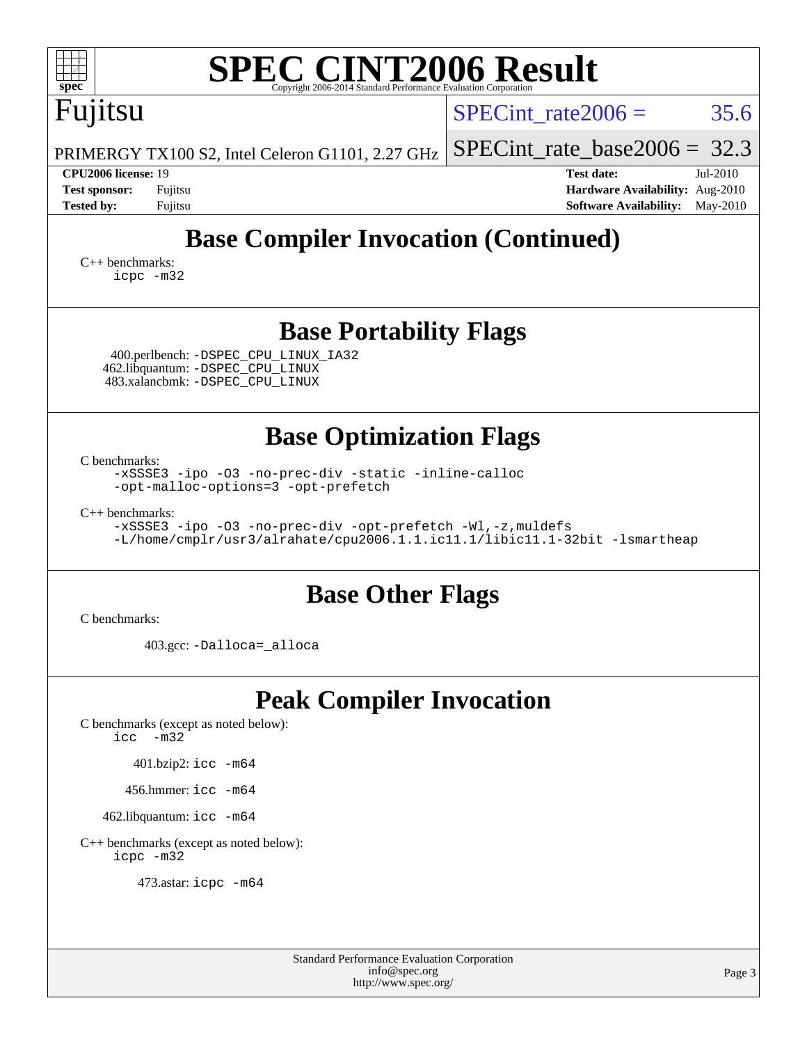# SPEC CINT2006 Result

Copyright 2006-2014 Standard Performance Evaluation Corporation

**Fujitsu**

PRIMERGY TX100 S2, Intel Celeron G1101, 2.27 GHz

SPECint_rate2006 = 35.6

SPECint_rate_base2006 = 32.3

| | | | |
|---|---|---|---|
| **CPU2006 license:** 19 | | **Test date:** | Jul-2010 |
| **Test sponsor:** | Fujitsu | **Hardware Availability:** | Aug-2010 |
| **Tested by:** | Fujitsu | **Software Availability:** | May-2010 |

## Base Compiler Invocation (Continued)

C++ benchmarks:
```
icpc -m32
```

## Base Portability Flags

400.perlbench: `-DSPEC_CPU_LINUX_IA32`
462.libquantum: `-DSPEC_CPU_LINUX`
483.xalancbmk: `-DSPEC_CPU_LINUX`

## Base Optimization Flags

C benchmarks:
```
-xSSSE3 -ipo -O3 -no-prec-div -static -inline-calloc
-opt-malloc-options=3 -opt-prefetch
```

C++ benchmarks:
```
-xSSSE3 -ipo -O3 -no-prec-div -opt-prefetch -Wl,-z,muldefs
-L/home/cmplr/usr3/alrahate/cpu2006.1.1.ic11.1/libic11.1-32bit -lsmartheap
```

## Base Other Flags

C benchmarks:

403.gcc: `-Dalloca=_alloca`

## Peak Compiler Invocation

C benchmarks (except as noted below):
```
icc -m32
```

401.bzip2: `icc -m64`

456.hmmer: `icc -m64`

462.libquantum: `icc -m64`

C++ benchmarks (except as noted below):
```
icpc -m32
```

473.astar: `icpc -m64`

Standard Performance Evaluation Corporation
info@spec.org
http://www.spec.org/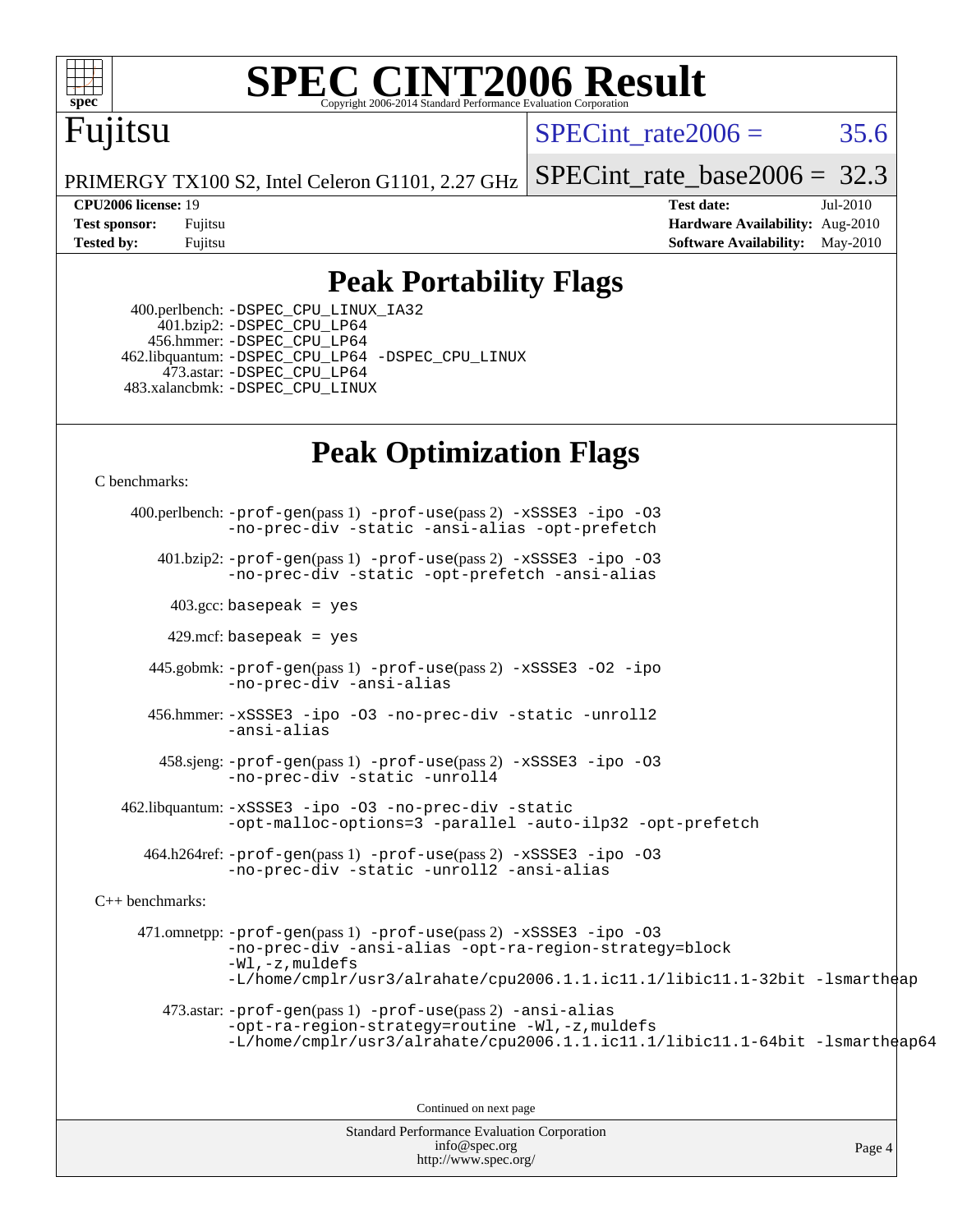# SPEC CINT2006 Result

Fujitsu

PRIMERGY TX100 S2, Intel Celeron G1101, 2.27 GHz

SPECint_rate2006 = 35.6

SPECint_rate_base2006 = 32.3

**CPU2006 license:** 19
**Test sponsor:** Fujitsu
**Tested by:** Fujitsu

**Test date:** Jul-2010
**Hardware Availability:** Aug-2010
**Software Availability:** May-2010

## Peak Portability Flags

400.perlbench: -DSPEC_CPU_LINUX_IA32
401.bzip2: -DSPEC_CPU_LP64
456.hmmer: -DSPEC_CPU_LP64
462.libquantum: -DSPEC_CPU_LP64 -DSPEC_CPU_LINUX
473.astar: -DSPEC_CPU_LP64
483.xalancbmk: -DSPEC_CPU_LINUX

## Peak Optimization Flags

C benchmarks:

400.perlbench: -prof-gen(pass 1) -prof-use(pass 2) -xSSSE3 -ipo -O3 -no-prec-div -static -ansi-alias -opt-prefetch

401.bzip2: -prof-gen(pass 1) -prof-use(pass 2) -xSSSE3 -ipo -O3 -no-prec-div -static -opt-prefetch -ansi-alias

403.gcc: basepeak = yes

429.mcf: basepeak = yes

445.gobmk: -prof-gen(pass 1) -prof-use(pass 2) -xSSSE3 -O2 -ipo -no-prec-div -ansi-alias

456.hmmer: -xSSSE3 -ipo -O3 -no-prec-div -static -unroll2 -ansi-alias

458.sjeng: -prof-gen(pass 1) -prof-use(pass 2) -xSSSE3 -ipo -O3 -no-prec-div -static -unroll4

462.libquantum: -xSSSE3 -ipo -O3 -no-prec-div -static -opt-malloc-options=3 -parallel -auto-ilp32 -opt-prefetch

464.h264ref: -prof-gen(pass 1) -prof-use(pass 2) -xSSSE3 -ipo -O3 -no-prec-div -static -unroll2 -ansi-alias

C++ benchmarks:

471.omnetpp: -prof-gen(pass 1) -prof-use(pass 2) -xSSSE3 -ipo -O3 -no-prec-div -ansi-alias -opt-ra-region-strategy=block -Wl,-z,muldefs -L/home/cmplr/usr3/alrahate/cpu2006.1.1.ic11.1/libic11.1-32bit -lsmartheap

473.astar: -prof-gen(pass 1) -prof-use(pass 2) -ansi-alias -opt-ra-region-strategy=routine -Wl,-z,muldefs -L/home/cmplr/usr3/alrahate/cpu2006.1.1.ic11.1/libic11.1-64bit -lsmartheap64

Continued on next page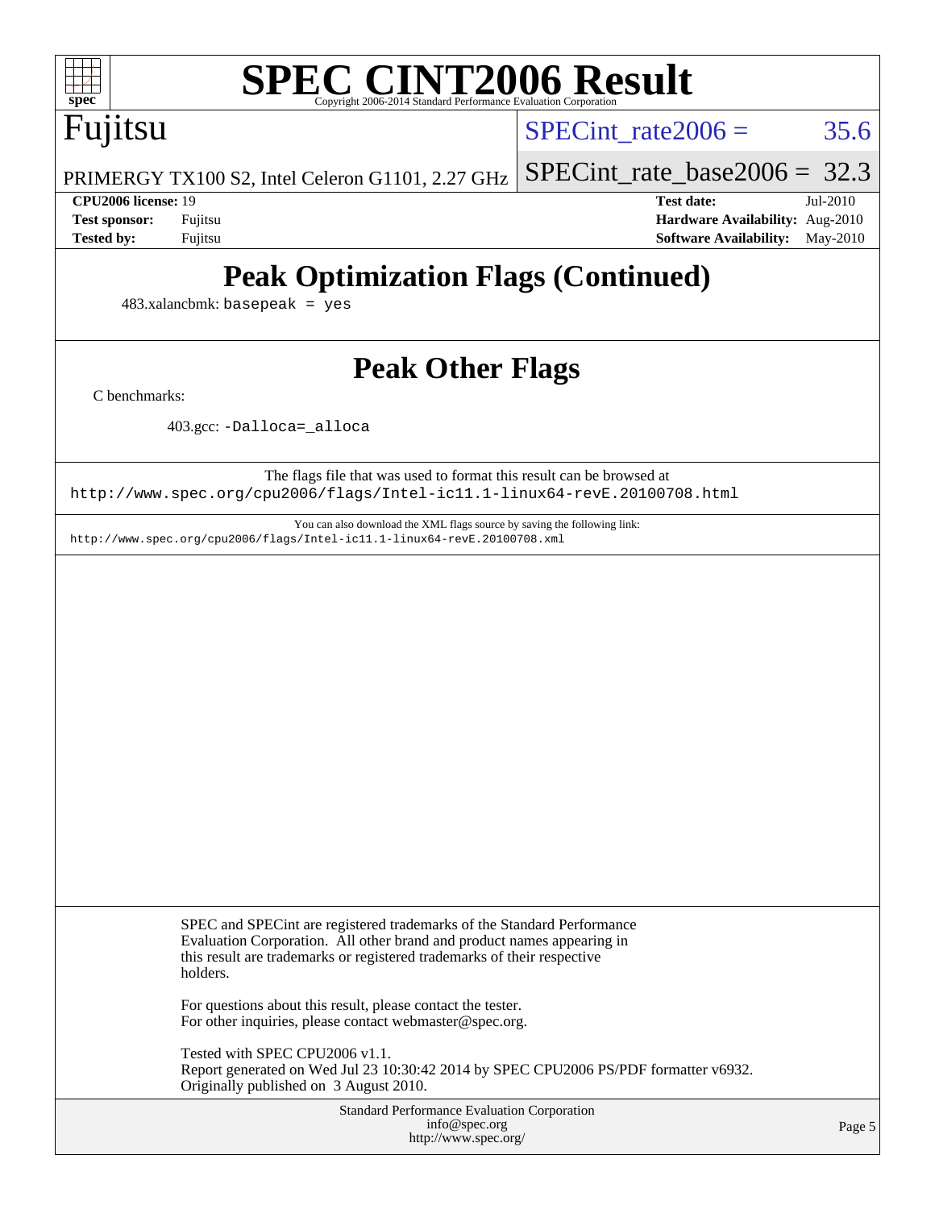# SPEC CINT2006 Result

Copyright 2006-2014 Standard Performance Evaluation Corporation

Fujitsu

PRIMERGY TX100 S2, Intel Celeron G1101, 2.27 GHz

SPECint_rate2006 = 35.6

SPECint_rate_base2006 = 32.3

**CPU2006 license:** 19
**Test sponsor:** Fujitsu
**Tested by:** Fujitsu

**Test date:** Jul-2010
**Hardware Availability:** Aug-2010
**Software Availability:** May-2010

## Peak Optimization Flags (Continued)

483.xalancbmk: basepeak = yes

## Peak Other Flags

C benchmarks:

403.gcc: -Dalloca=_alloca

The flags file that was used to format this result can be browsed at
http://www.spec.org/cpu2006/flags/Intel-ic11.1-linux64-revE.20100708.html

You can also download the XML flags source by saving the following link:
http://www.spec.org/cpu2006/flags/Intel-ic11.1-linux64-revE.20100708.xml

SPEC and SPECint are registered trademarks of the Standard Performance Evaluation Corporation. All other brand and product names appearing in this result are trademarks or registered trademarks of their respective holders.

For questions about this result, please contact the tester.
For other inquiries, please contact webmaster@spec.org.

Tested with SPEC CPU2006 v1.1.
Report generated on Wed Jul 23 10:30:42 2014 by SPEC CPU2006 PS/PDF formatter v6932.
Originally published on 3 August 2010.

Standard Performance Evaluation Corporation
info@spec.org
http://www.spec.org/